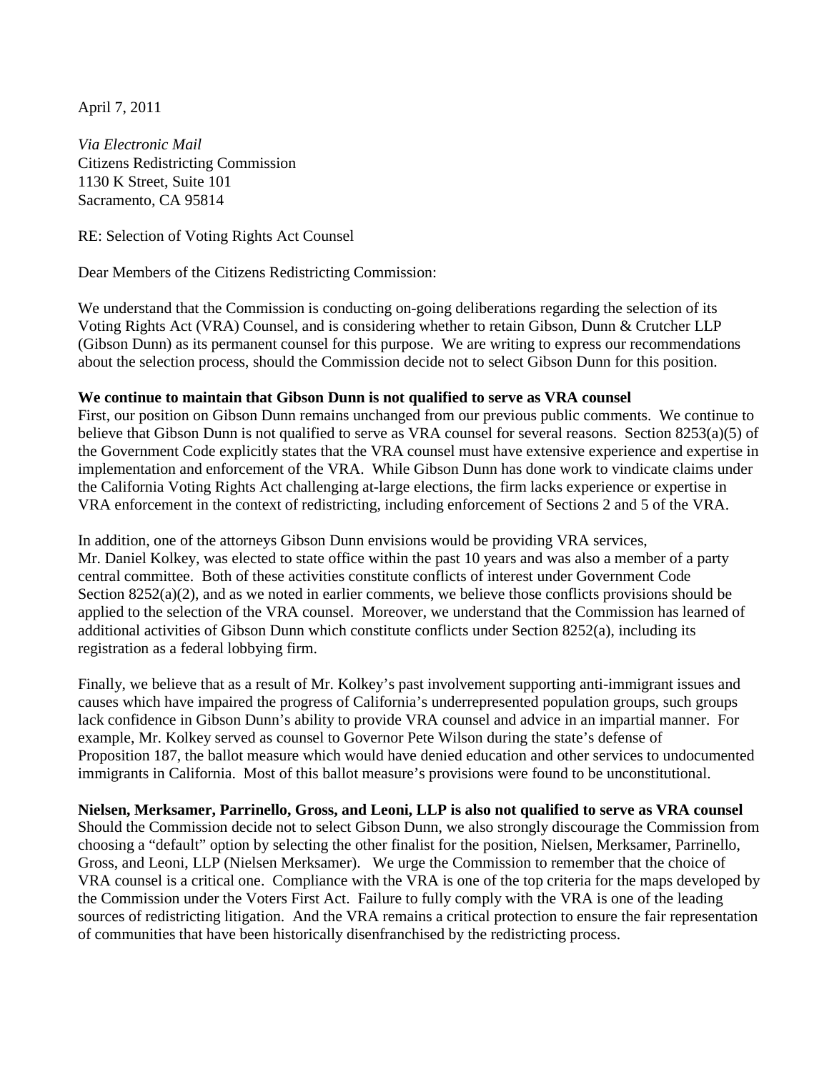April 7, 2011

*Via Electronic Mail*
Citizens Redistricting Commission
1130 K Street, Suite 101
Sacramento, CA 95814

RE: Selection of Voting Rights Act Counsel

Dear Members of the Citizens Redistricting Commission:

We understand that the Commission is conducting on-going deliberations regarding the selection of its Voting Rights Act (VRA) Counsel, and is considering whether to retain Gibson, Dunn & Crutcher LLP (Gibson Dunn) as its permanent counsel for this purpose. We are writing to express our recommendations about the selection process, should the Commission decide not to select Gibson Dunn for this position.

**We continue to maintain that Gibson Dunn is not qualified to serve as VRA counsel**

First, our position on Gibson Dunn remains unchanged from our previous public comments. We continue to believe that Gibson Dunn is not qualified to serve as VRA counsel for several reasons. Section 8253(a)(5) of the Government Code explicitly states that the VRA counsel must have extensive experience and expertise in implementation and enforcement of the VRA. While Gibson Dunn has done work to vindicate claims under the California Voting Rights Act challenging at-large elections, the firm lacks experience or expertise in VRA enforcement in the context of redistricting, including enforcement of Sections 2 and 5 of the VRA.

In addition, one of the attorneys Gibson Dunn envisions would be providing VRA services, Mr. Daniel Kolkey, was elected to state office within the past 10 years and was also a member of a party central committee. Both of these activities constitute conflicts of interest under Government Code Section 8252(a)(2), and as we noted in earlier comments, we believe those conflicts provisions should be applied to the selection of the VRA counsel. Moreover, we understand that the Commission has learned of additional activities of Gibson Dunn which constitute conflicts under Section 8252(a), including its registration as a federal lobbying firm.

Finally, we believe that as a result of Mr. Kolkey's past involvement supporting anti-immigrant issues and causes which have impaired the progress of California's underrepresented population groups, such groups lack confidence in Gibson Dunn's ability to provide VRA counsel and advice in an impartial manner. For example, Mr. Kolkey served as counsel to Governor Pete Wilson during the state's defense of Proposition 187, the ballot measure which would have denied education and other services to undocumented immigrants in California. Most of this ballot measure's provisions were found to be unconstitutional.

**Nielsen, Merksamer, Parrinello, Gross, and Leoni, LLP is also not qualified to serve as VRA counsel**

Should the Commission decide not to select Gibson Dunn, we also strongly discourage the Commission from choosing a "default" option by selecting the other finalist for the position, Nielsen, Merksamer, Parrinello, Gross, and Leoni, LLP (Nielsen Merksamer). We urge the Commission to remember that the choice of VRA counsel is a critical one. Compliance with the VRA is one of the top criteria for the maps developed by the Commission under the Voters First Act. Failure to fully comply with the VRA is one of the leading sources of redistricting litigation. And the VRA remains a critical protection to ensure the fair representation of communities that have been historically disenfranchised by the redistricting process.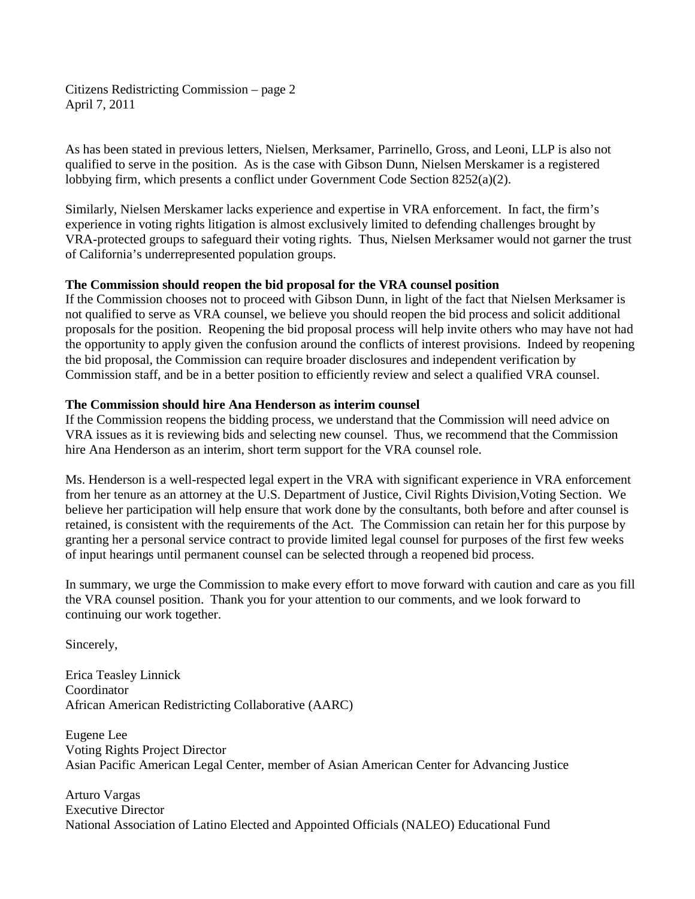As has been stated in previous letters, Nielsen, Merksamer, Parrinello, Gross, and Leoni, LLP is also not qualified to serve in the position. As is the case with Gibson Dunn, Nielsen Merskamer is a registered lobbying firm, which presents a conflict under Government Code Section 8252(a)(2).

Similarly, Nielsen Merskamer lacks experience and expertise in VRA enforcement. In fact, the firm's experience in voting rights litigation is almost exclusively limited to defending challenges brought by VRA-protected groups to safeguard their voting rights. Thus, Nielsen Merksamer would not garner the trust of California's underrepresented population groups.

**The Commission should reopen the bid proposal for the VRA counsel position**

If the Commission chooses not to proceed with Gibson Dunn, in light of the fact that Nielsen Merksamer is not qualified to serve as VRA counsel, we believe you should reopen the bid process and solicit additional proposals for the position. Reopening the bid proposal process will help invite others who may have not had the opportunity to apply given the confusion around the conflicts of interest provisions. Indeed by reopening the bid proposal, the Commission can require broader disclosures and independent verification by Commission staff, and be in a better position to efficiently review and select a qualified VRA counsel.

**The Commission should hire Ana Henderson as interim counsel**

If the Commission reopens the bidding process, we understand that the Commission will need advice on VRA issues as it is reviewing bids and selecting new counsel. Thus, we recommend that the Commission hire Ana Henderson as an interim, short term support for the VRA counsel role.

Ms. Henderson is a well-respected legal expert in the VRA with significant experience in VRA enforcement from her tenure as an attorney at the U.S. Department of Justice, Civil Rights Division,Voting Section. We believe her participation will help ensure that work done by the consultants, both before and after counsel is retained, is consistent with the requirements of the Act. The Commission can retain her for this purpose by granting her a personal service contract to provide limited legal counsel for purposes of the first few weeks of input hearings until permanent counsel can be selected through a reopened bid process.

In summary, we urge the Commission to make every effort to move forward with caution and care as you fill the VRA counsel position. Thank you for your attention to our comments, and we look forward to continuing our work together.

Sincerely,

Erica Teasley Linnick
Coordinator
African American Redistricting Collaborative (AARC)

Eugene Lee
Voting Rights Project Director
Asian Pacific American Legal Center, member of Asian American Center for Advancing Justice

Arturo Vargas
Executive Director
National Association of Latino Elected and Appointed Officials (NALEO) Educational Fund